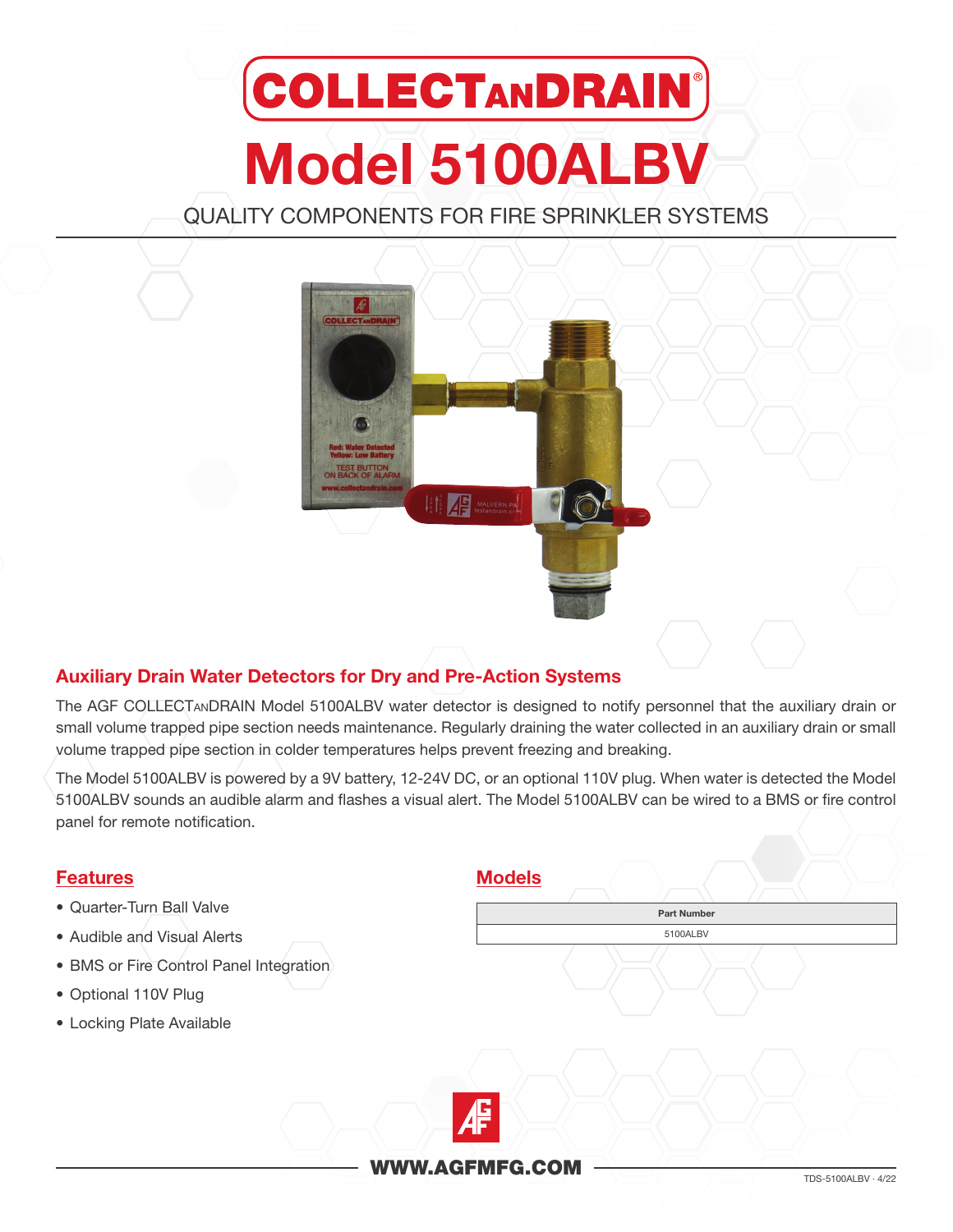# COLLECTANDDRAIN®

# Model 5100ALBV

QUALITY COMPONENTS FOR FIRE SPRINKLER SYSTEMS

## Auxiliary Drain Water Detectors for Dry and Pre-Action Systems

The AGF COLLECTANDRAIN Model 5100ALBV water detector is designed to notify personnel that the auxiliary drain or small volume trapped pipe section needs maintenance. Regularly draining the water collected in an auxiliary drain or small volume trapped pipe section in colder temperatures helps prevent freezing and breaking.

The Model 5100ALBV is powered by a 9V battery, 12-24V DC, or an optional 110V plug. When water is detected the Model 5100ALBV sounds an audible alarm and flashes a visual alert. The Model 5100ALBV can be wired to a BMS or fire control panel for remote notification.

## Features

- Quarter-Turn Ball Valve
- Audible and Visual Alerts
- BMS or Fire Control Panel Integration
- Optional 110V Plug
- Locking Plate Available

## Models

| Part Number |
|---|
| 5100ALBV |

WWW.AGFMFG.COM

TDS-5100ALBV · 4/22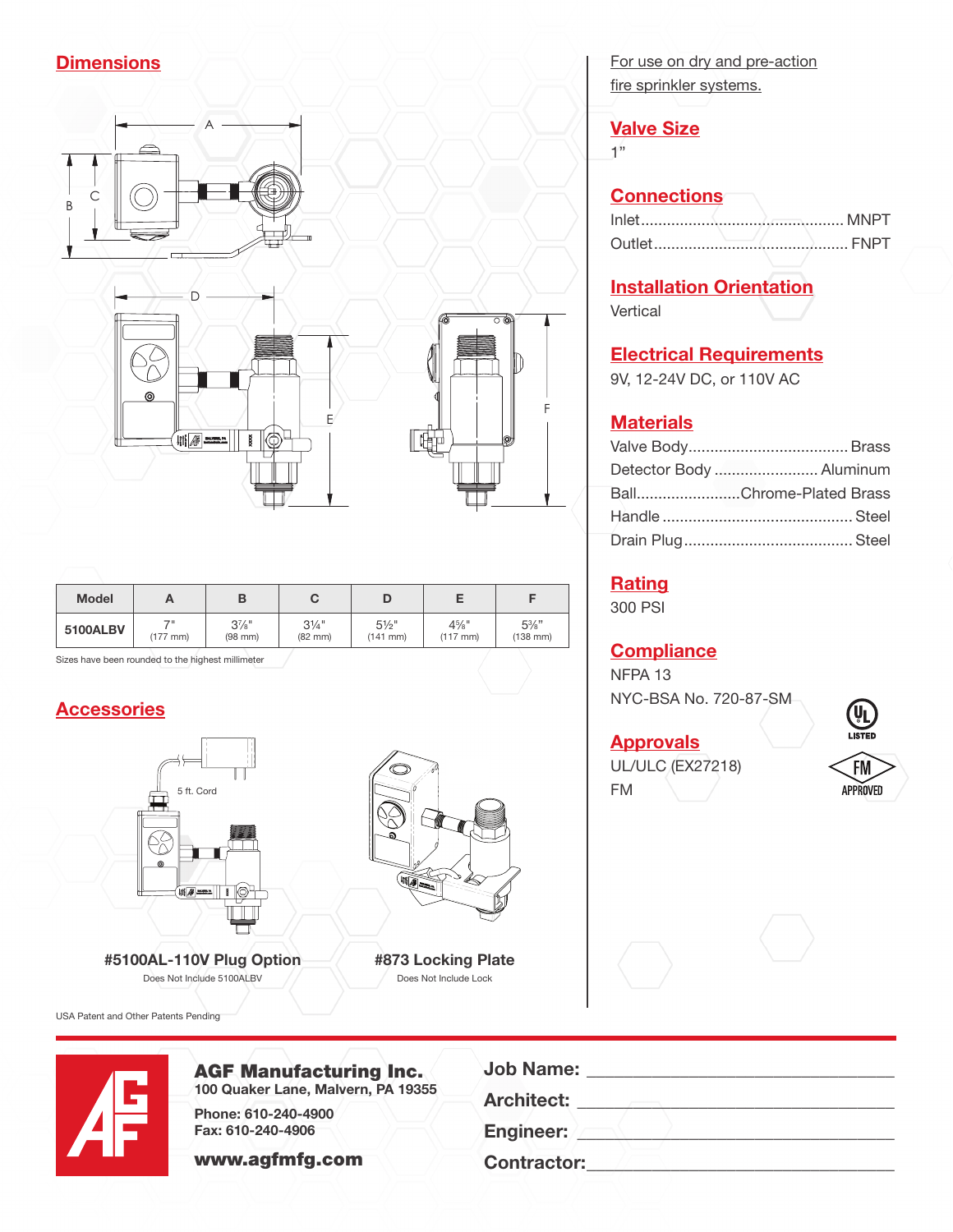## Dimensions

A

B C

D

E

F

| Model | A | B | C | D | E | F |
|---|---|---|---|---|---|---|
| 5100ALBV | 7" (177 mm) | 3⅞" (98 mm) | 3¼" (82 mm) | 5½" (141 mm) | 4⅝" (117 mm) | 5⅜" (138 mm) |

Sizes have been rounded to the highest millimeter

## Accessories

5 ft. Cord

**#5100AL-110V Plug Option**

Does Not Include 5100ALBV

**#873 Locking Plate**

Does Not Include Lock

USA Patent and Other Patents Pending

For use on dry and pre-action fire sprinkler systems.

## Valve Size

1"

## Connections

Inlet............................................... MNPT

Outlet............................................. FNPT

## Installation Orientation

Vertical

## Electrical Requirements

9V, 12-24V DC, or 110V AC

## Materials

Valve Body..................................... Brass

Detector Body ........................ Aluminum

Ball........................Chrome-Plated Brass

Handle ............................................ Steel

Drain Plug....................................... Steel

## Rating

300 PSI

## Compliance

NFPA 13

NYC-BSA No. 720-87-SM

## Approvals

UL/ULC (EX27218)

FM

UL LISTED

FM APPROVED

**AGF Manufacturing Inc.**
**100 Quaker Lane, Malvern, PA 19355**

**Phone: 610-240-4900**
**Fax: 610-240-4906**

**www.agfmfg.com**

**Job Name:** ________________________________

**Architect:** ________________________________

**Engineer:** ________________________________

**Contractor:** ________________________________